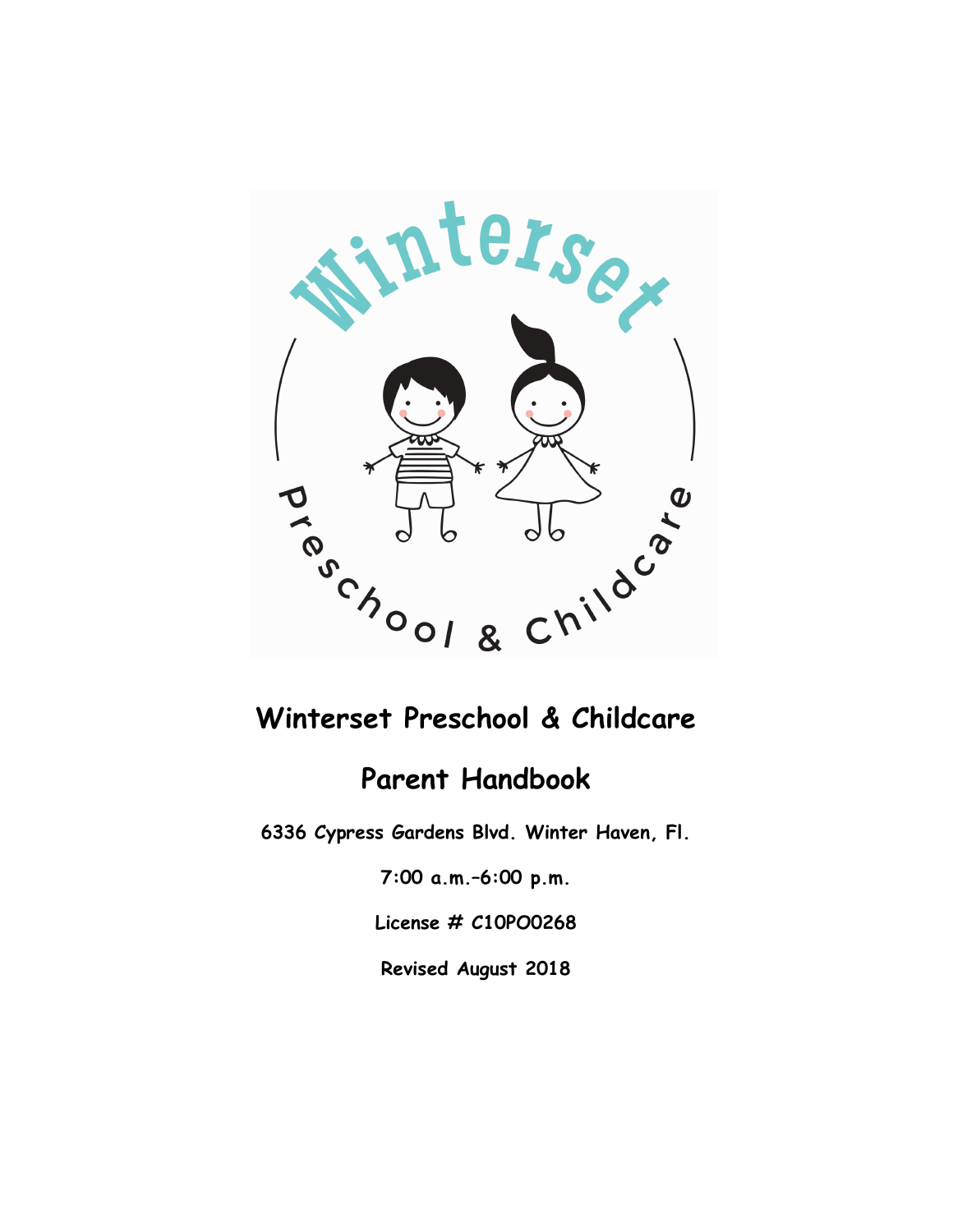# Winterset Preschool & Childcare

## Parent Handbook

**6336 Cypress Gardens Blvd. Winter Haven, Fl.**

**7:00 a.m.–6:00 p.m.**

**License # C10PO0268**

**Revised August 2018**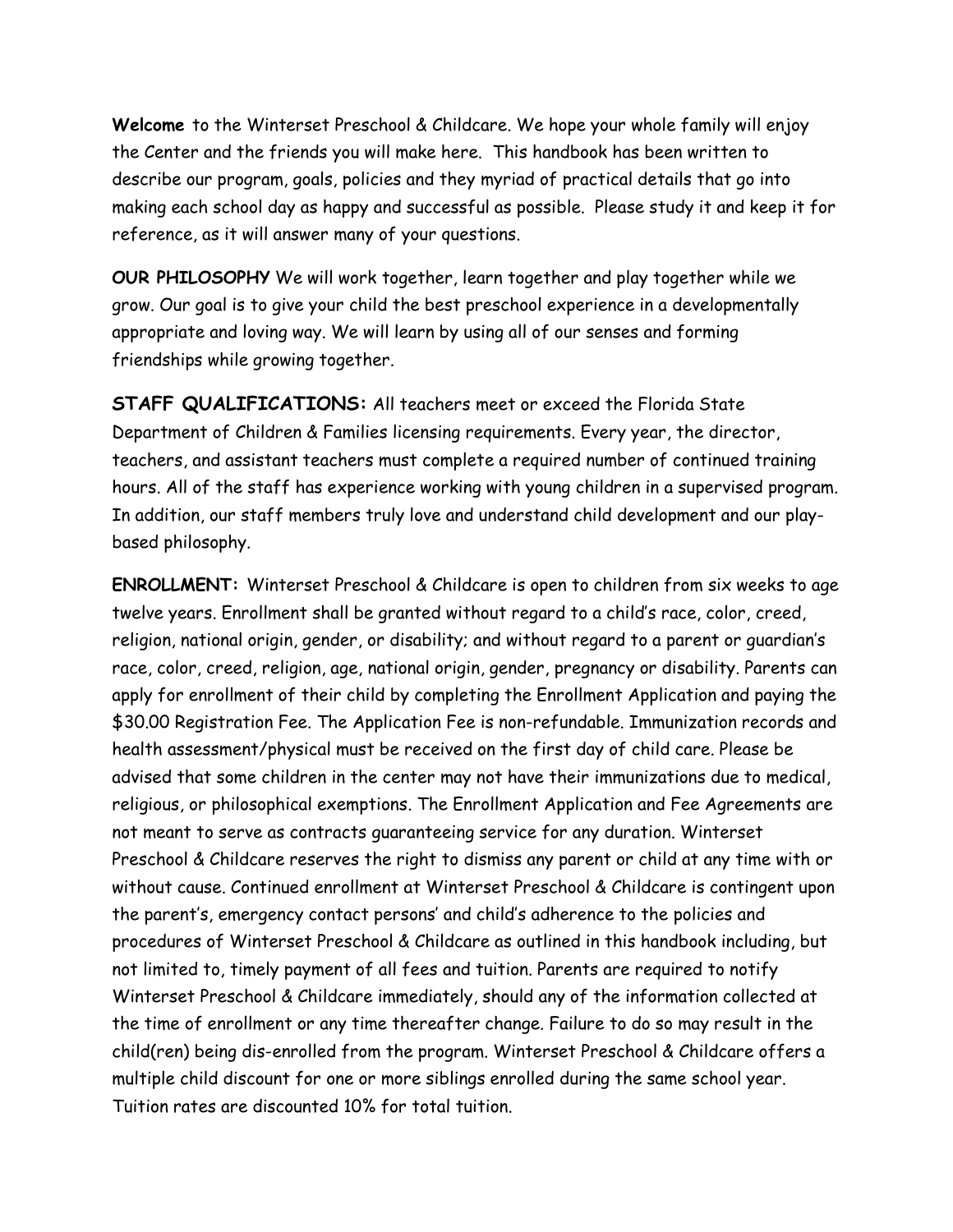**Welcome** to the Winterset Preschool & Childcare. We hope your whole family will enjoy the Center and the friends you will make here. This handbook has been written to describe our program, goals, policies and they myriad of practical details that go into making each school day as happy and successful as possible. Please study it and keep it for reference, as it will answer many of your questions.

**OUR PHILOSOPHY** We will work together, learn together and play together while we grow. Our goal is to give your child the best preschool experience in a developmentally appropriate and loving way. We will learn by using all of our senses and forming friendships while growing together.

**STAFF QUALIFICATIONS:** All teachers meet or exceed the Florida State Department of Children & Families licensing requirements. Every year, the director, teachers, and assistant teachers must complete a required number of continued training hours. All of the staff has experience working with young children in a supervised program. In addition, our staff members truly love and understand child development and our play-based philosophy.

**ENROLLMENT:** Winterset Preschool & Childcare is open to children from six weeks to age twelve years. Enrollment shall be granted without regard to a child's race, color, creed, religion, national origin, gender, or disability; and without regard to a parent or guardian's race, color, creed, religion, age, national origin, gender, pregnancy or disability. Parents can apply for enrollment of their child by completing the Enrollment Application and paying the $30.00 Registration Fee. The Application Fee is non-refundable. Immunization records and health assessment/physical must be received on the first day of child care. Please be advised that some children in the center may not have their immunizations due to medical, religious, or philosophical exemptions. The Enrollment Application and Fee Agreements are not meant to serve as contracts guaranteeing service for any duration. Winterset Preschool & Childcare reserves the right to dismiss any parent or child at any time with or without cause. Continued enrollment at Winterset Preschool & Childcare is contingent upon the parent's, emergency contact persons' and child's adherence to the policies and procedures of Winterset Preschool & Childcare as outlined in this handbook including, but not limited to, timely payment of all fees and tuition. Parents are required to notify Winterset Preschool & Childcare immediately, should any of the information collected at the time of enrollment or any time thereafter change. Failure to do so may result in the child(ren) being dis-enrolled from the program. Winterset Preschool & Childcare offers a multiple child discount for one or more siblings enrolled during the same school year. Tuition rates are discounted 10% for total tuition.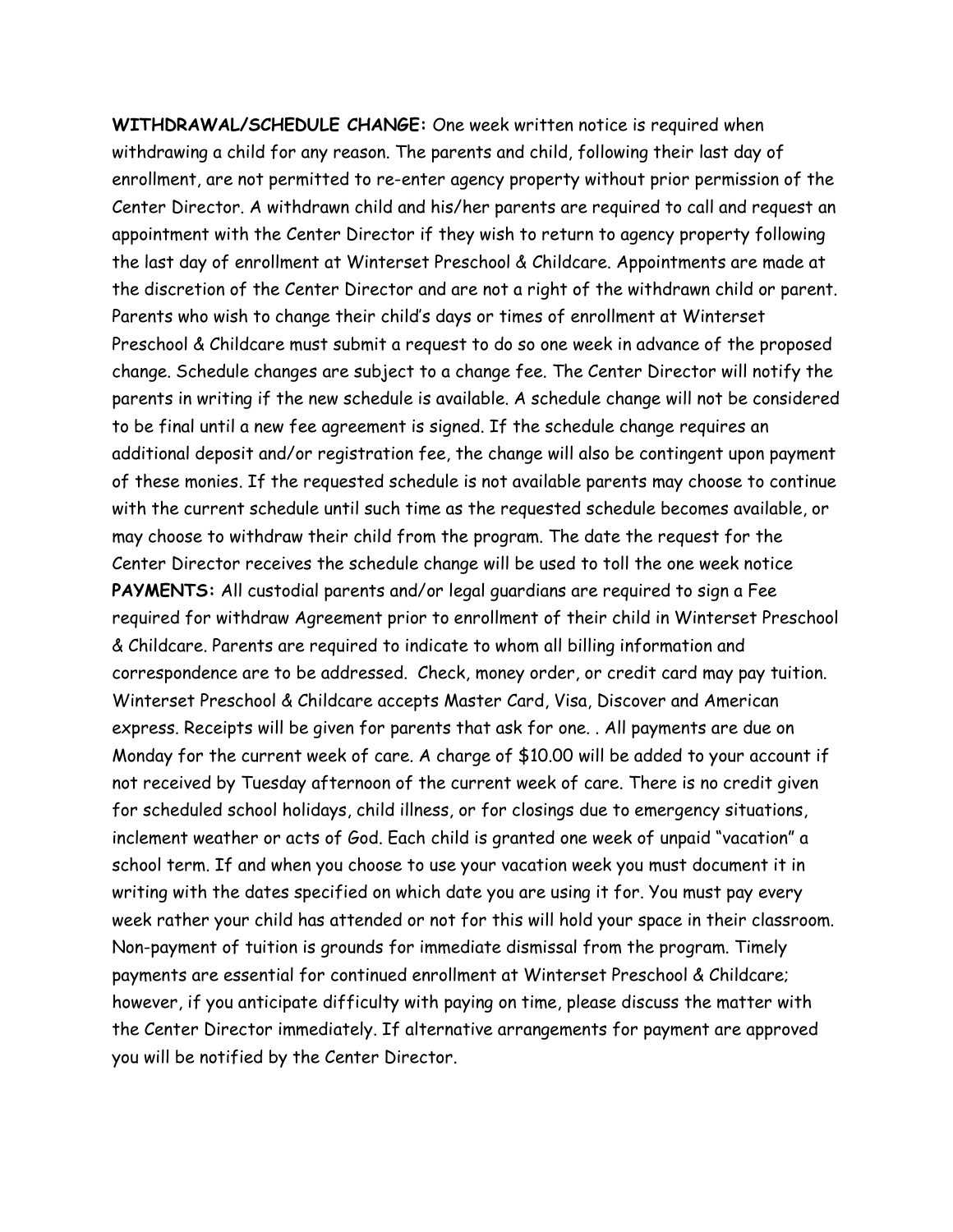**WITHDRAWAL/SCHEDULE CHANGE:** One week written notice is required when withdrawing a child for any reason. The parents and child, following their last day of enrollment, are not permitted to re-enter agency property without prior permission of the Center Director. A withdrawn child and his/her parents are required to call and request an appointment with the Center Director if they wish to return to agency property following the last day of enrollment at Winterset Preschool & Childcare. Appointments are made at the discretion of the Center Director and are not a right of the withdrawn child or parent. Parents who wish to change their child's days or times of enrollment at Winterset Preschool & Childcare must submit a request to do so one week in advance of the proposed change. Schedule changes are subject to a change fee. The Center Director will notify the parents in writing if the new schedule is available. A schedule change will not be considered to be final until a new fee agreement is signed. If the schedule change requires an additional deposit and/or registration fee, the change will also be contingent upon payment of these monies. If the requested schedule is not available parents may choose to continue with the current schedule until such time as the requested schedule becomes available, or may choose to withdraw their child from the program. The date the request for the Center Director receives the schedule change will be used to toll the one week notice

**PAYMENTS:** All custodial parents and/or legal guardians are required to sign a Fee required for withdraw Agreement prior to enrollment of their child in Winterset Preschool & Childcare. Parents are required to indicate to whom all billing information and correspondence are to be addressed. Check, money order, or credit card may pay tuition. Winterset Preschool & Childcare accepts Master Card, Visa, Discover and American express. Receipts will be given for parents that ask for one. . All payments are due on Monday for the current week of care. A charge of $10.00 will be added to your account if not received by Tuesday afternoon of the current week of care. There is no credit given for scheduled school holidays, child illness, or for closings due to emergency situations, inclement weather or acts of God. Each child is granted one week of unpaid "vacation" a school term. If and when you choose to use your vacation week you must document it in writing with the dates specified on which date you are using it for. You must pay every week rather your child has attended or not for this will hold your space in their classroom. Non-payment of tuition is grounds for immediate dismissal from the program. Timely payments are essential for continued enrollment at Winterset Preschool & Childcare; however, if you anticipate difficulty with paying on time, please discuss the matter with the Center Director immediately. If alternative arrangements for payment are approved you will be notified by the Center Director.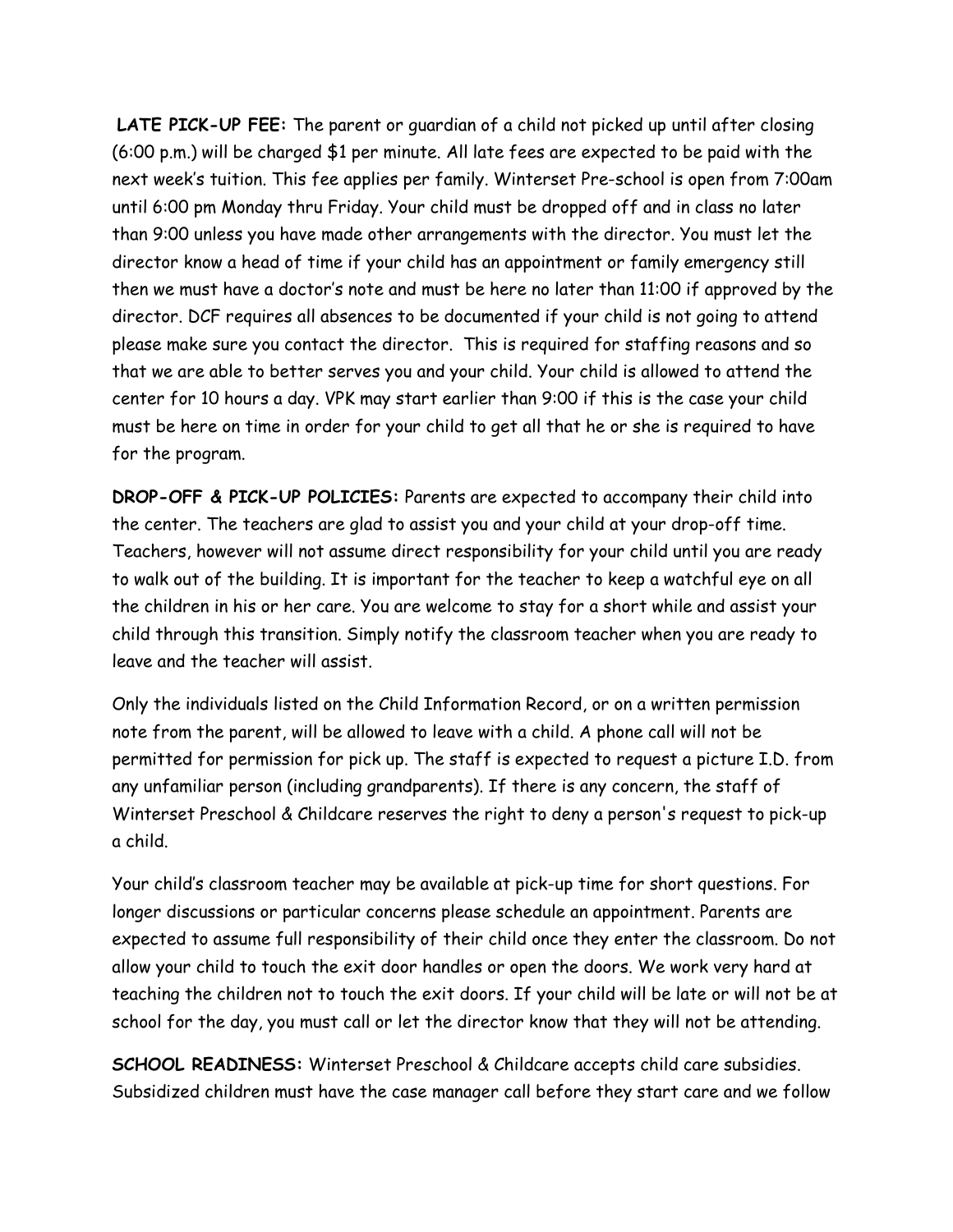**LATE PICK-UP FEE:** The parent or guardian of a child not picked up until after closing (6:00 p.m.) will be charged $1 per minute. All late fees are expected to be paid with the next week's tuition. This fee applies per family. Winterset Pre-school is open from 7:00am until 6:00 pm Monday thru Friday. Your child must be dropped off and in class no later than 9:00 unless you have made other arrangements with the director. You must let the director know a head of time if your child has an appointment or family emergency still then we must have a doctor's note and must be here no later than 11:00 if approved by the director. DCF requires all absences to be documented if your child is not going to attend please make sure you contact the director. This is required for staffing reasons and so that we are able to better serves you and your child. Your child is allowed to attend the center for 10 hours a day. VPK may start earlier than 9:00 if this is the case your child must be here on time in order for your child to get all that he or she is required to have for the program.

**DROP-OFF & PICK-UP POLICIES:** Parents are expected to accompany their child into the center. The teachers are glad to assist you and your child at your drop-off time. Teachers, however will not assume direct responsibility for your child until you are ready to walk out of the building. It is important for the teacher to keep a watchful eye on all the children in his or her care. You are welcome to stay for a short while and assist your child through this transition. Simply notify the classroom teacher when you are ready to leave and the teacher will assist.

Only the individuals listed on the Child Information Record, or on a written permission note from the parent, will be allowed to leave with a child. A phone call will not be permitted for permission for pick up. The staff is expected to request a picture I.D. from any unfamiliar person (including grandparents). If there is any concern, the staff of Winterset Preschool & Childcare reserves the right to deny a person's request to pick-up a child.

Your child's classroom teacher may be available at pick-up time for short questions. For longer discussions or particular concerns please schedule an appointment. Parents are expected to assume full responsibility of their child once they enter the classroom. Do not allow your child to touch the exit door handles or open the doors. We work very hard at teaching the children not to touch the exit doors. If your child will be late or will not be at school for the day, you must call or let the director know that they will not be attending.

**SCHOOL READINESS:** Winterset Preschool & Childcare accepts child care subsidies. Subsidized children must have the case manager call before they start care and we follow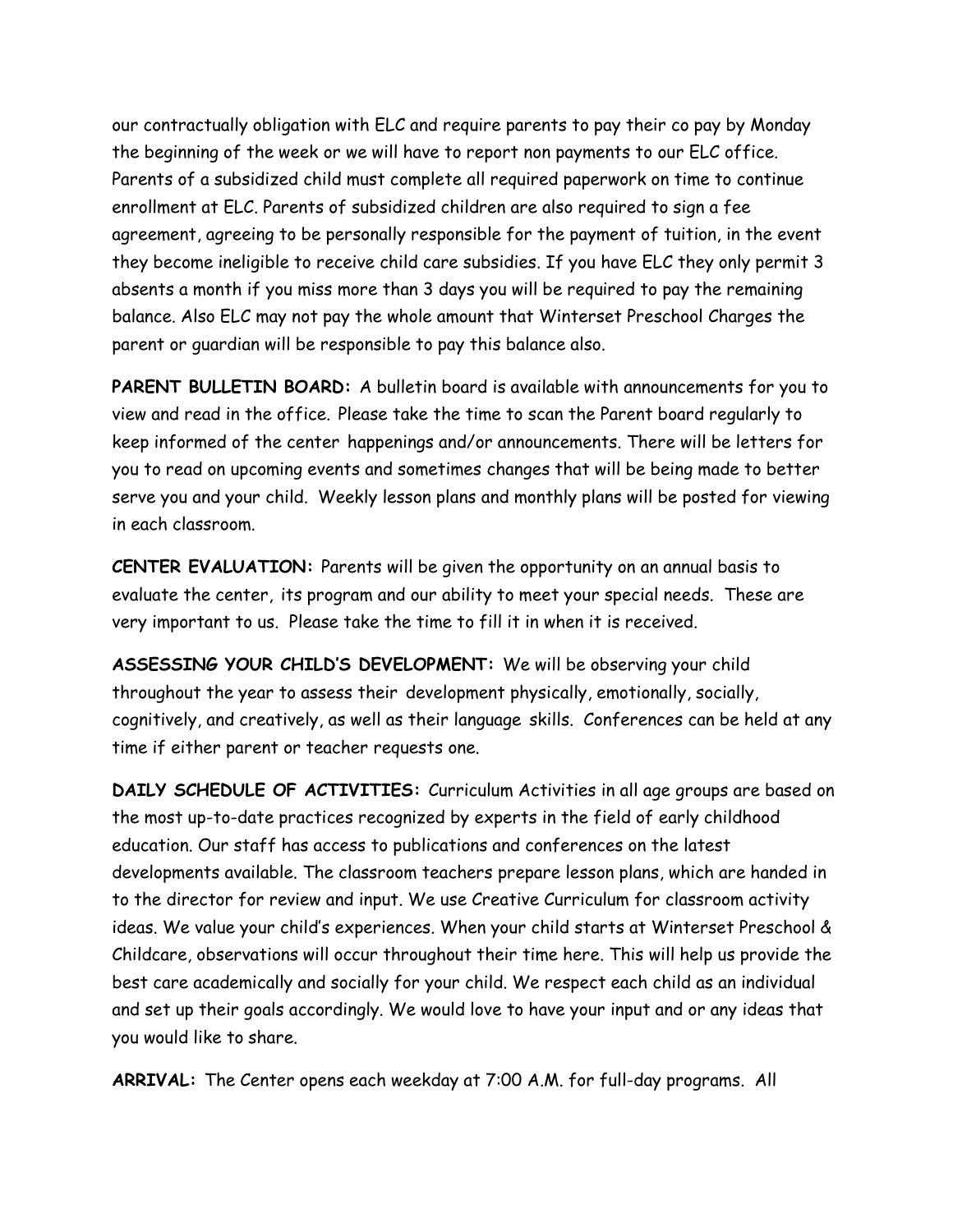our contractually obligation with ELC and require parents to pay their co pay by Monday the beginning of the week or we will have to report non payments to our ELC office. Parents of a subsidized child must complete all required paperwork on time to continue enrollment at ELC. Parents of subsidized children are also required to sign a fee agreement, agreeing to be personally responsible for the payment of tuition, in the event they become ineligible to receive child care subsidies. If you have ELC they only permit 3 absents a month if you miss more than 3 days you will be required to pay the remaining balance. Also ELC may not pay the whole amount that Winterset Preschool Charges the parent or guardian will be responsible to pay this balance also.

**PARENT BULLETIN BOARD:** A bulletin board is available with announcements for you to view and read in the office. Please take the time to scan the Parent board regularly to keep informed of the center happenings and/or announcements. There will be letters for you to read on upcoming events and sometimes changes that will be being made to better serve you and your child. Weekly lesson plans and monthly plans will be posted for viewing in each classroom.

**CENTER EVALUATION:** Parents will be given the opportunity on an annual basis to evaluate the center, its program and our ability to meet your special needs. These are very important to us. Please take the time to fill it in when it is received.

**ASSESSING YOUR CHILD'S DEVELOPMENT:** We will be observing your child throughout the year to assess their development physically, emotionally, socially, cognitively, and creatively, as well as their language skills. Conferences can be held at any time if either parent or teacher requests one.

**DAILY SCHEDULE OF ACTIVITIES:** Curriculum Activities in all age groups are based on the most up-to-date practices recognized by experts in the field of early childhood education. Our staff has access to publications and conferences on the latest developments available. The classroom teachers prepare lesson plans, which are handed in to the director for review and input. We use Creative Curriculum for classroom activity ideas. We value your child's experiences. When your child starts at Winterset Preschool & Childcare, observations will occur throughout their time here. This will help us provide the best care academically and socially for your child. We respect each child as an individual and set up their goals accordingly. We would love to have your input and or any ideas that you would like to share.

**ARRIVAL:** The Center opens each weekday at 7:00 A.M. for full-day programs. All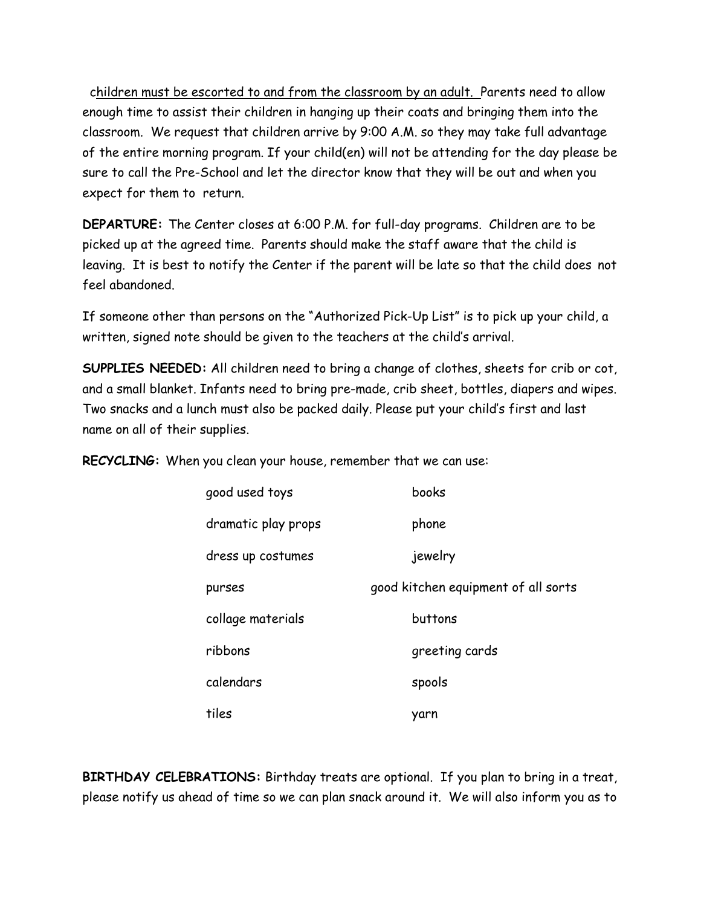children must be escorted to and from the classroom by an adult. Parents need to allow enough time to assist their children in hanging up their coats and bringing them into the classroom. We request that children arrive by 9:00 A.M. so they may take full advantage of the entire morning program. If your child(en) will not be attending for the day please be sure to call the Pre-School and let the director know that they will be out and when you expect for them to return.

**DEPARTURE:** The Center closes at 6:00 P.M. for full-day programs. Children are to be picked up at the agreed time. Parents should make the staff aware that the child is leaving. It is best to notify the Center if the parent will be late so that the child does not feel abandoned.

If someone other than persons on the "Authorized Pick-Up List" is to pick up your child, a written, signed note should be given to the teachers at the child's arrival.

**SUPPLIES NEEDED:** All children need to bring a change of clothes, sheets for crib or cot, and a small blanket. Infants need to bring pre-made, crib sheet, bottles, diapers and wipes. Two snacks and a lunch must also be packed daily. Please put your child's first and last name on all of their supplies.

**RECYCLING:** When you clean your house, remember that we can use:

| | |
|---|---|
| good used toys | books |
| dramatic play props | phone |
| dress up costumes | jewelry |
| purses | good kitchen equipment of all sorts |
| collage materials | buttons |
| ribbons | greeting cards |
| calendars | spools |
| tiles | yarn |

**BIRTHDAY CELEBRATIONS:** Birthday treats are optional. If you plan to bring in a treat, please notify us ahead of time so we can plan snack around it. We will also inform you as to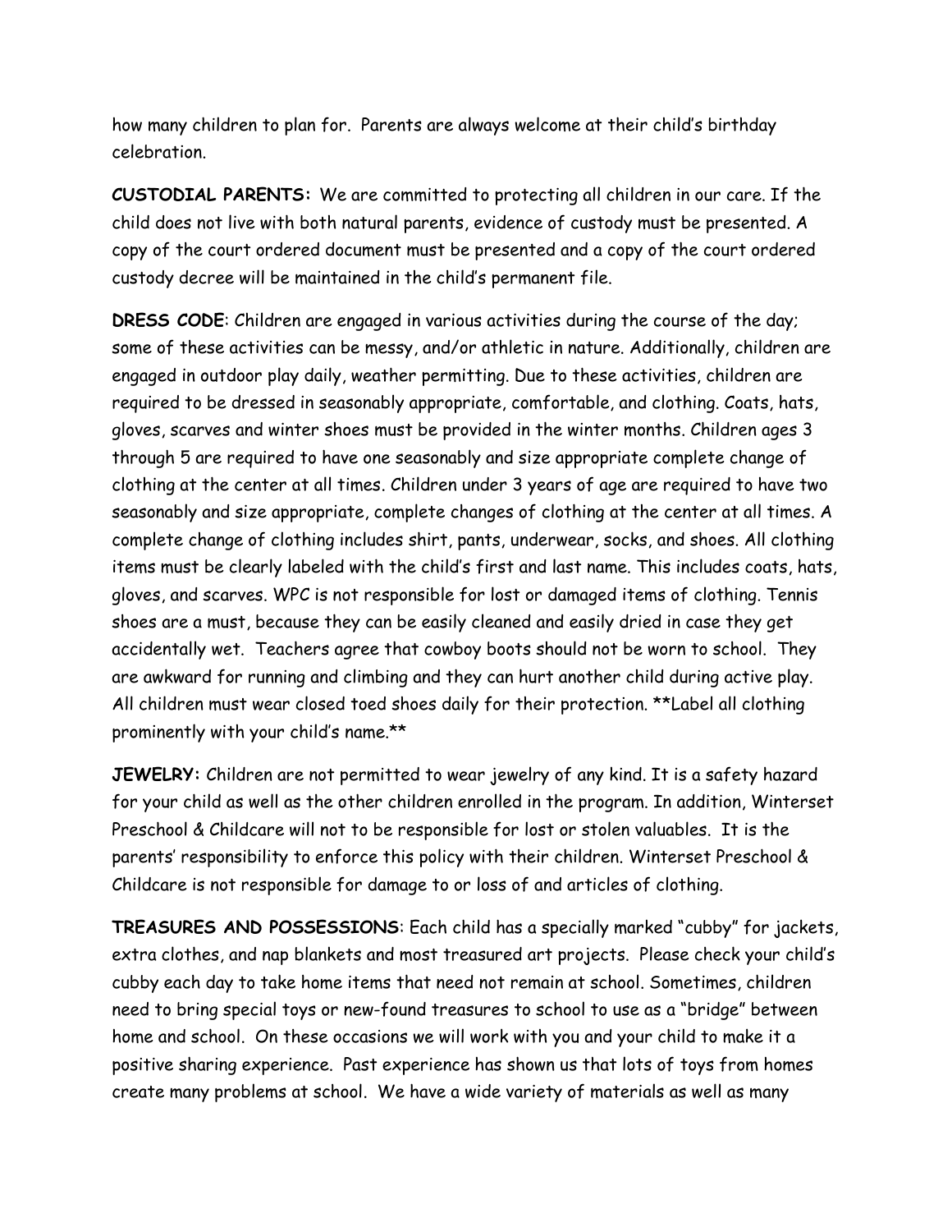how many children to plan for. Parents are always welcome at their child's birthday celebration.

**CUSTODIAL PARENTS:** We are committed to protecting all children in our care. If the child does not live with both natural parents, evidence of custody must be presented. A copy of the court ordered document must be presented and a copy of the court ordered custody decree will be maintained in the child's permanent file.

**DRESS CODE**: Children are engaged in various activities during the course of the day; some of these activities can be messy, and/or athletic in nature. Additionally, children are engaged in outdoor play daily, weather permitting. Due to these activities, children are required to be dressed in seasonably appropriate, comfortable, and clothing. Coats, hats, gloves, scarves and winter shoes must be provided in the winter months. Children ages 3 through 5 are required to have one seasonably and size appropriate complete change of clothing at the center at all times. Children under 3 years of age are required to have two seasonably and size appropriate, complete changes of clothing at the center at all times. A complete change of clothing includes shirt, pants, underwear, socks, and shoes. All clothing items must be clearly labeled with the child's first and last name. This includes coats, hats, gloves, and scarves. WPC is not responsible for lost or damaged items of clothing. Tennis shoes are a must, because they can be easily cleaned and easily dried in case they get accidentally wet. Teachers agree that cowboy boots should not be worn to school. They are awkward for running and climbing and they can hurt another child during active play. All children must wear closed toed shoes daily for their protection. **Label all clothing prominently with your child's name.**

**JEWELRY:** Children are not permitted to wear jewelry of any kind. It is a safety hazard for your child as well as the other children enrolled in the program. In addition, Winterset Preschool & Childcare will not to be responsible for lost or stolen valuables. It is the parents' responsibility to enforce this policy with their children. Winterset Preschool & Childcare is not responsible for damage to or loss of and articles of clothing.

**TREASURES AND POSSESSIONS**: Each child has a specially marked "cubby" for jackets, extra clothes, and nap blankets and most treasured art projects. Please check your child's cubby each day to take home items that need not remain at school. Sometimes, children need to bring special toys or new-found treasures to school to use as a "bridge" between home and school. On these occasions we will work with you and your child to make it a positive sharing experience. Past experience has shown us that lots of toys from homes create many problems at school. We have a wide variety of materials as well as many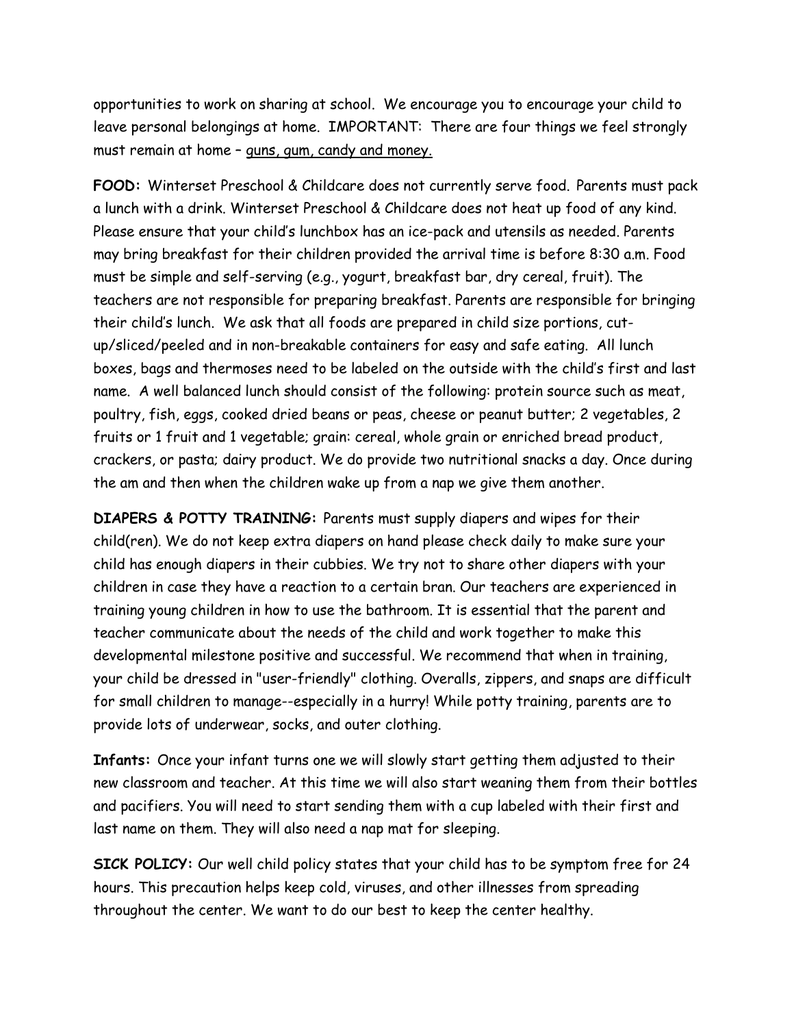opportunities to work on sharing at school. We encourage you to encourage your child to leave personal belongings at home. IMPORTANT: There are four things we feel strongly must remain at home – <u>guns, gum, candy and money.</u>

**FOOD:** Winterset Preschool & Childcare does not currently serve food. Parents must pack a lunch with a drink. Winterset Preschool & Childcare does not heat up food of any kind. Please ensure that your child's lunchbox has an ice-pack and utensils as needed. Parents may bring breakfast for their children provided the arrival time is before 8:30 a.m. Food must be simple and self-serving (e.g., yogurt, breakfast bar, dry cereal, fruit). The teachers are not responsible for preparing breakfast. Parents are responsible for bringing their child's lunch. We ask that all foods are prepared in child size portions, cut-up/sliced/peeled and in non-breakable containers for easy and safe eating. All lunch boxes, bags and thermoses need to be labeled on the outside with the child's first and last name. A well balanced lunch should consist of the following: protein source such as meat, poultry, fish, eggs, cooked dried beans or peas, cheese or peanut butter; 2 vegetables, 2 fruits or 1 fruit and 1 vegetable; grain: cereal, whole grain or enriched bread product, crackers, or pasta; dairy product. We do provide two nutritional snacks a day. Once during the am and then when the children wake up from a nap we give them another.

**DIAPERS & POTTY TRAINING:** Parents must supply diapers and wipes for their child(ren). We do not keep extra diapers on hand please check daily to make sure your child has enough diapers in their cubbies. We try not to share other diapers with your children in case they have a reaction to a certain bran. Our teachers are experienced in training young children in how to use the bathroom. It is essential that the parent and teacher communicate about the needs of the child and work together to make this developmental milestone positive and successful. We recommend that when in training, your child be dressed in "user-friendly" clothing. Overalls, zippers, and snaps are difficult for small children to manage--especially in a hurry! While potty training, parents are to provide lots of underwear, socks, and outer clothing.

**Infants:** Once your infant turns one we will slowly start getting them adjusted to their new classroom and teacher. At this time we will also start weaning them from their bottles and pacifiers. You will need to start sending them with a cup labeled with their first and last name on them. They will also need a nap mat for sleeping.

**SICK POLICY:** Our well child policy states that your child has to be symptom free for 24 hours. This precaution helps keep cold, viruses, and other illnesses from spreading throughout the center. We want to do our best to keep the center healthy.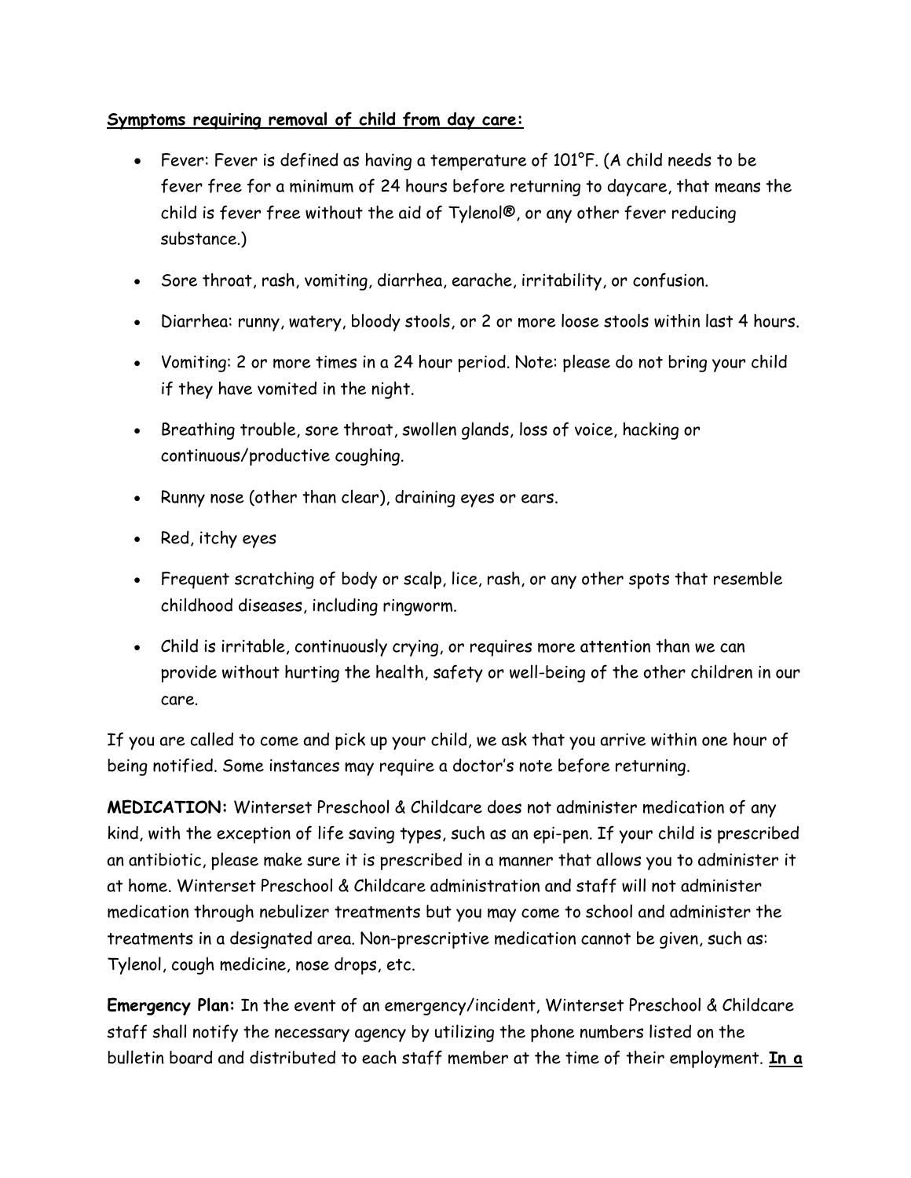**Symptoms requiring removal of child from day care:**

- Fever: Fever is defined as having a temperature of 101°F. (A child needs to be fever free for a minimum of 24 hours before returning to daycare, that means the child is fever free without the aid of Tylenol®, or any other fever reducing substance.)
- Sore throat, rash, vomiting, diarrhea, earache, irritability, or confusion.
- Diarrhea: runny, watery, bloody stools, or 2 or more loose stools within last 4 hours.
- Vomiting: 2 or more times in a 24 hour period. Note: please do not bring your child if they have vomited in the night.
- Breathing trouble, sore throat, swollen glands, loss of voice, hacking or continuous/productive coughing.
- Runny nose (other than clear), draining eyes or ears.
- Red, itchy eyes
- Frequent scratching of body or scalp, lice, rash, or any other spots that resemble childhood diseases, including ringworm.
- Child is irritable, continuously crying, or requires more attention than we can provide without hurting the health, safety or well-being of the other children in our care.

If you are called to come and pick up your child, we ask that you arrive within one hour of being notified. Some instances may require a doctor's note before returning.

**MEDICATION:** Winterset Preschool & Childcare does not administer medication of any kind, with the exception of life saving types, such as an epi-pen. If your child is prescribed an antibiotic, please make sure it is prescribed in a manner that allows you to administer it at home. Winterset Preschool & Childcare administration and staff will not administer medication through nebulizer treatments but you may come to school and administer the treatments in a designated area. Non-prescriptive medication cannot be given, such as: Tylenol, cough medicine, nose drops, etc.

**Emergency Plan:** In the event of an emergency/incident, Winterset Preschool & Childcare staff shall notify the necessary agency by utilizing the phone numbers listed on the bulletin board and distributed to each staff member at the time of their employment. **In a**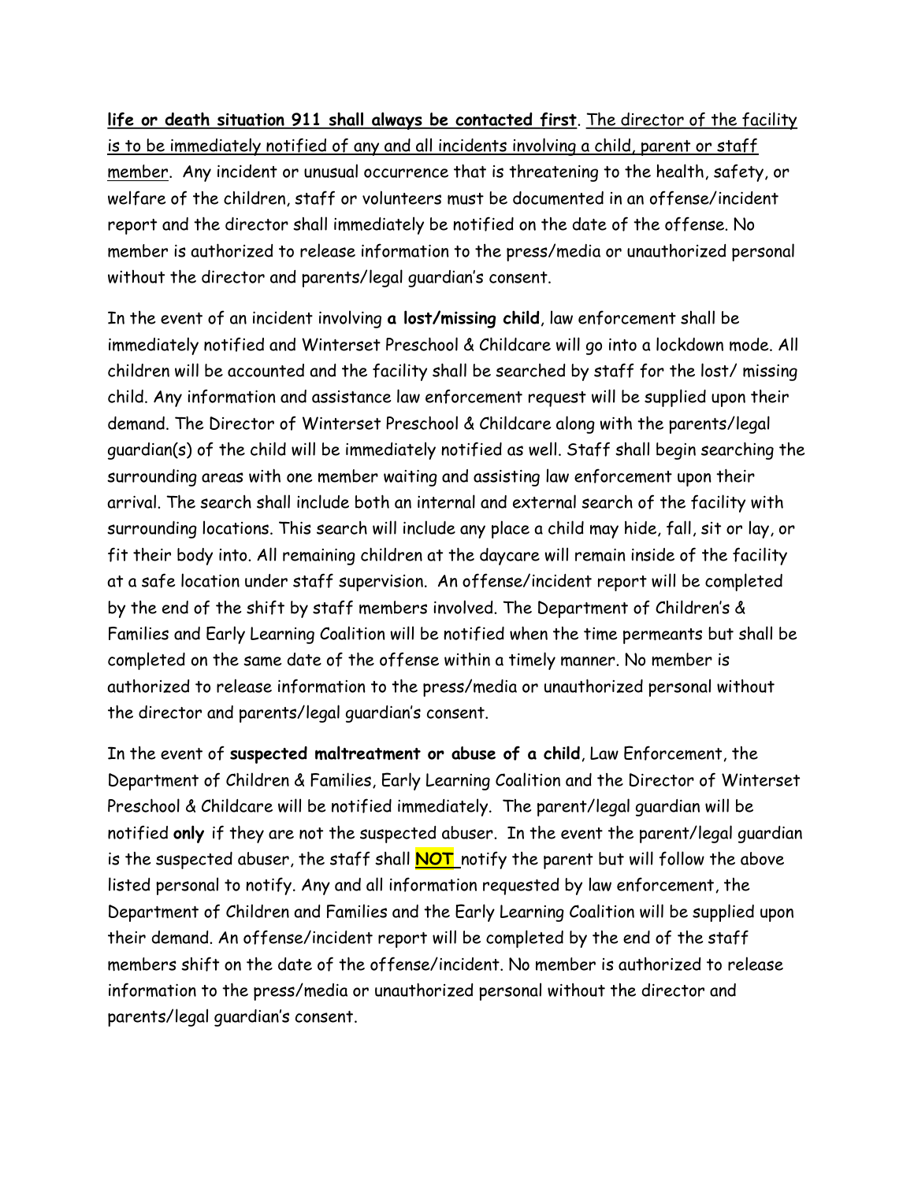**life or death situation 911 shall always be contacted first**. The director of the facility is to be immediately notified of any and all incidents involving a child, parent or staff member. Any incident or unusual occurrence that is threatening to the health, safety, or welfare of the children, staff or volunteers must be documented in an offense/incident report and the director shall immediately be notified on the date of the offense. No member is authorized to release information to the press/media or unauthorized personal without the director and parents/legal guardian's consent.

In the event of an incident involving **a lost/missing child**, law enforcement shall be immediately notified and Winterset Preschool & Childcare will go into a lockdown mode. All children will be accounted and the facility shall be searched by staff for the lost/ missing child. Any information and assistance law enforcement request will be supplied upon their demand. The Director of Winterset Preschool & Childcare along with the parents/legal guardian(s) of the child will be immediately notified as well. Staff shall begin searching the surrounding areas with one member waiting and assisting law enforcement upon their arrival. The search shall include both an internal and external search of the facility with surrounding locations. This search will include any place a child may hide, fall, sit or lay, or fit their body into. All remaining children at the daycare will remain inside of the facility at a safe location under staff supervision. An offense/incident report will be completed by the end of the shift by staff members involved. The Department of Children's & Families and Early Learning Coalition will be notified when the time permeants but shall be completed on the same date of the offense within a timely manner. No member is authorized to release information to the press/media or unauthorized personal without the director and parents/legal guardian's consent.

In the event of **suspected maltreatment or abuse of a child**, Law Enforcement, the Department of Children & Families, Early Learning Coalition and the Director of Winterset Preschool & Childcare will be notified immediately. The parent/legal guardian will be notified **only** if they are not the suspected abuser. In the event the parent/legal guardian is the suspected abuser, the staff shall **NOT** notify the parent but will follow the above listed personal to notify. Any and all information requested by law enforcement, the Department of Children and Families and the Early Learning Coalition will be supplied upon their demand. An offense/incident report will be completed by the end of the staff members shift on the date of the offense/incident. No member is authorized to release information to the press/media or unauthorized personal without the director and parents/legal guardian's consent.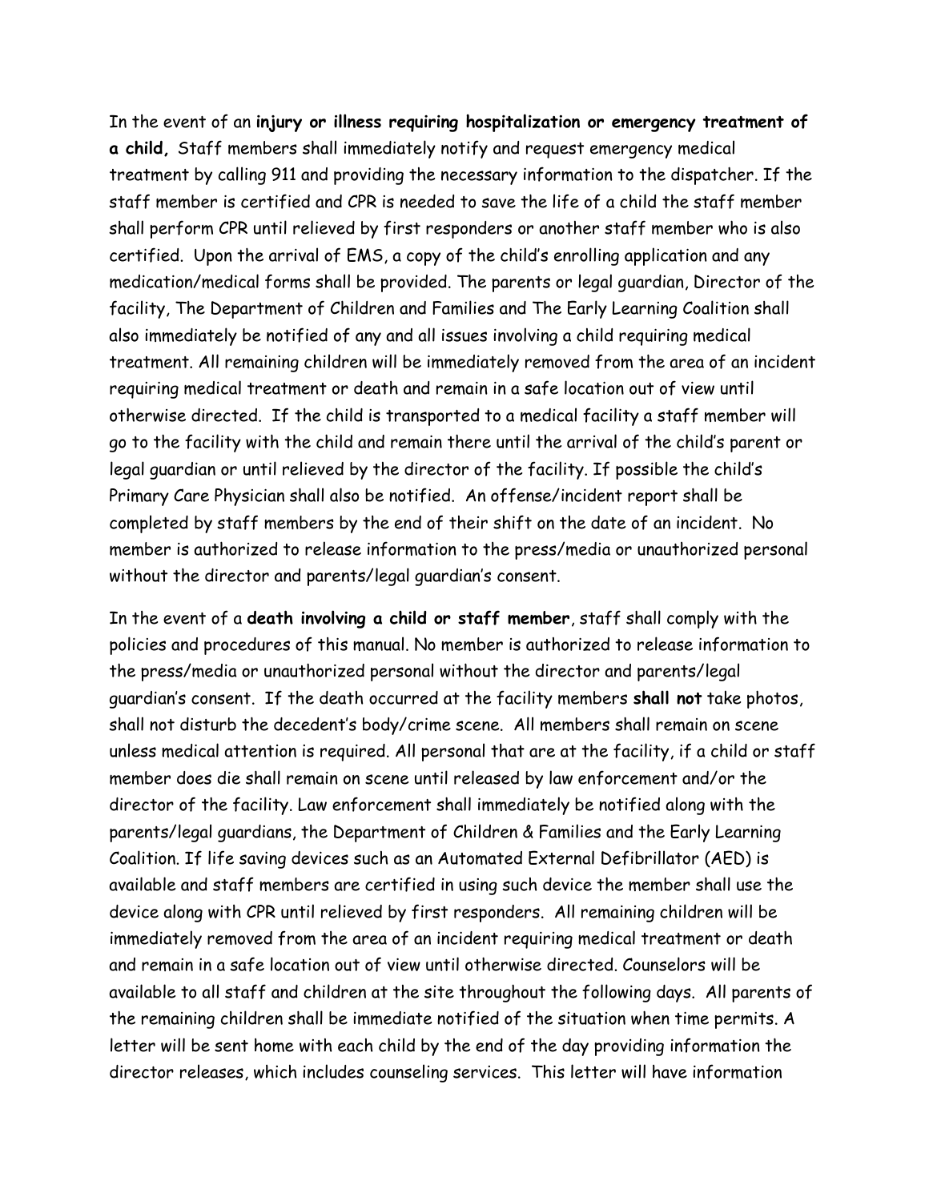In the event of an **injury or illness requiring hospitalization or emergency treatment of a child,** Staff members shall immediately notify and request emergency medical treatment by calling 911 and providing the necessary information to the dispatcher. If the staff member is certified and CPR is needed to save the life of a child the staff member shall perform CPR until relieved by first responders or another staff member who is also certified. Upon the arrival of EMS, a copy of the child's enrolling application and any medication/medical forms shall be provided. The parents or legal guardian, Director of the facility, The Department of Children and Families and The Early Learning Coalition shall also immediately be notified of any and all issues involving a child requiring medical treatment. All remaining children will be immediately removed from the area of an incident requiring medical treatment or death and remain in a safe location out of view until otherwise directed. If the child is transported to a medical facility a staff member will go to the facility with the child and remain there until the arrival of the child's parent or legal guardian or until relieved by the director of the facility. If possible the child's Primary Care Physician shall also be notified. An offense/incident report shall be completed by staff members by the end of their shift on the date of an incident. No member is authorized to release information to the press/media or unauthorized personal without the director and parents/legal guardian's consent.

In the event of a **death involving a child or staff member**, staff shall comply with the policies and procedures of this manual. No member is authorized to release information to the press/media or unauthorized personal without the director and parents/legal guardian's consent. If the death occurred at the facility members **shall not** take photos, shall not disturb the decedent's body/crime scene. All members shall remain on scene unless medical attention is required. All personal that are at the facility, if a child or staff member does die shall remain on scene until released by law enforcement and/or the director of the facility. Law enforcement shall immediately be notified along with the parents/legal guardians, the Department of Children & Families and the Early Learning Coalition. If life saving devices such as an Automated External Defibrillator (AED) is available and staff members are certified in using such device the member shall use the device along with CPR until relieved by first responders. All remaining children will be immediately removed from the area of an incident requiring medical treatment or death and remain in a safe location out of view until otherwise directed. Counselors will be available to all staff and children at the site throughout the following days. All parents of the remaining children shall be immediate notified of the situation when time permits. A letter will be sent home with each child by the end of the day providing information the director releases, which includes counseling services. This letter will have information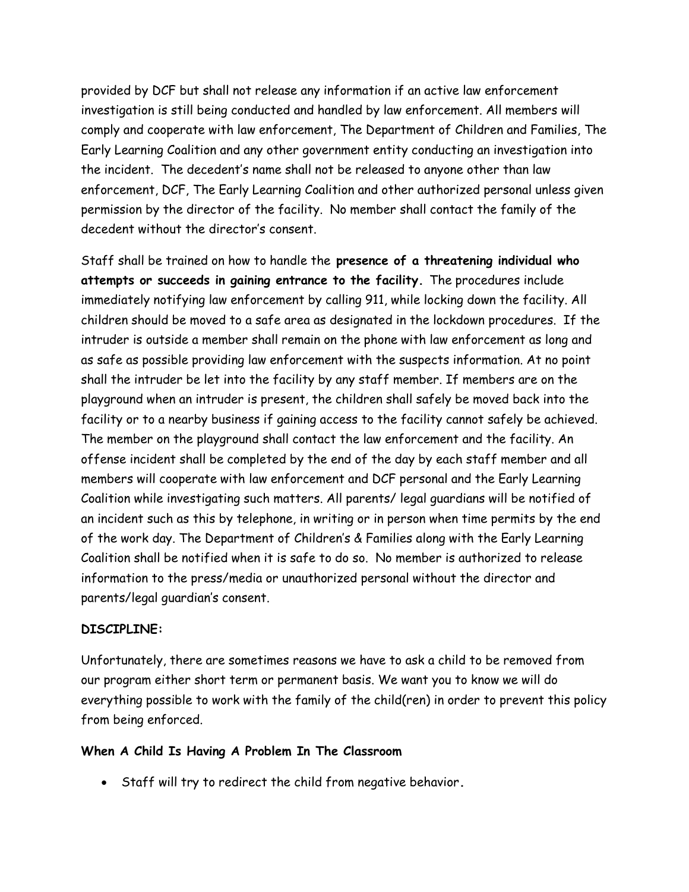provided by DCF but shall not release any information if an active law enforcement investigation is still being conducted and handled by law enforcement. All members will comply and cooperate with law enforcement, The Department of Children and Families, The Early Learning Coalition and any other government entity conducting an investigation into the incident. The decedent's name shall not be released to anyone other than law enforcement, DCF, The Early Learning Coalition and other authorized personal unless given permission by the director of the facility. No member shall contact the family of the decedent without the director's consent.

Staff shall be trained on how to handle the **presence of a threatening individual who attempts or succeeds in gaining entrance to the facility.** The procedures include immediately notifying law enforcement by calling 911, while locking down the facility. All children should be moved to a safe area as designated in the lockdown procedures. If the intruder is outside a member shall remain on the phone with law enforcement as long and as safe as possible providing law enforcement with the suspects information. At no point shall the intruder be let into the facility by any staff member. If members are on the playground when an intruder is present, the children shall safely be moved back into the facility or to a nearby business if gaining access to the facility cannot safely be achieved. The member on the playground shall contact the law enforcement and the facility. An offense incident shall be completed by the end of the day by each staff member and all members will cooperate with law enforcement and DCF personal and the Early Learning Coalition while investigating such matters. All parents/ legal guardians will be notified of an incident such as this by telephone, in writing or in person when time permits by the end of the work day. The Department of Children's & Families along with the Early Learning Coalition shall be notified when it is safe to do so. No member is authorized to release information to the press/media or unauthorized personal without the director and parents/legal guardian's consent.

**DISCIPLINE:**

Unfortunately, there are sometimes reasons we have to ask a child to be removed from our program either short term or permanent basis. We want you to know we will do everything possible to work with the family of the child(ren) in order to prevent this policy from being enforced.

**When A Child Is Having A Problem In The Classroom**

- Staff will try to redirect the child from negative behavior.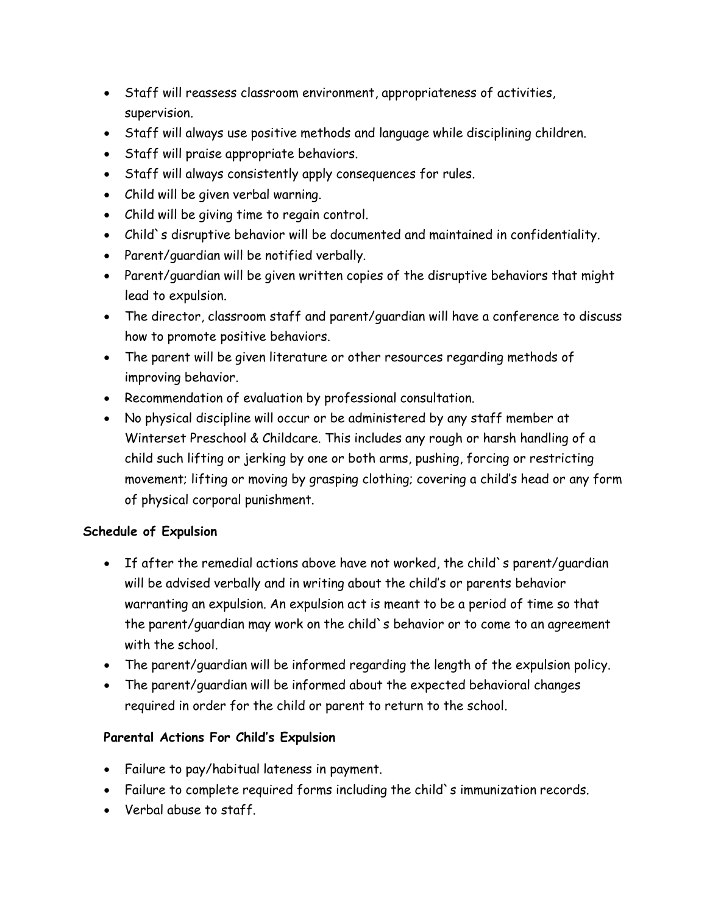- Staff will reassess classroom environment, appropriateness of activities, supervision.
- Staff will always use positive methods and language while disciplining children.
- Staff will praise appropriate behaviors.
- Staff will always consistently apply consequences for rules.
- Child will be given verbal warning.
- Child will be giving time to regain control.
- Child`s disruptive behavior will be documented and maintained in confidentiality.
- Parent/guardian will be notified verbally.
- Parent/guardian will be given written copies of the disruptive behaviors that might lead to expulsion.
- The director, classroom staff and parent/guardian will have a conference to discuss how to promote positive behaviors.
- The parent will be given literature or other resources regarding methods of improving behavior.
- Recommendation of evaluation by professional consultation.
- No physical discipline will occur or be administered by any staff member at Winterset Preschool & Childcare. This includes any rough or harsh handling of a child such lifting or jerking by one or both arms, pushing, forcing or restricting movement; lifting or moving by grasping clothing; covering a child's head or any form of physical corporal punishment.

**Schedule of Expulsion**

- If after the remedial actions above have not worked, the child`s parent/guardian will be advised verbally and in writing about the child's or parents behavior warranting an expulsion. An expulsion act is meant to be a period of time so that the parent/guardian may work on the child`s behavior or to come to an agreement with the school.
- The parent/guardian will be informed regarding the length of the expulsion policy.
- The parent/guardian will be informed about the expected behavioral changes required in order for the child or parent to return to the school.

**Parental Actions For Child's Expulsion**

- Failure to pay/habitual lateness in payment.
- Failure to complete required forms including the child`s immunization records.
- Verbal abuse to staff.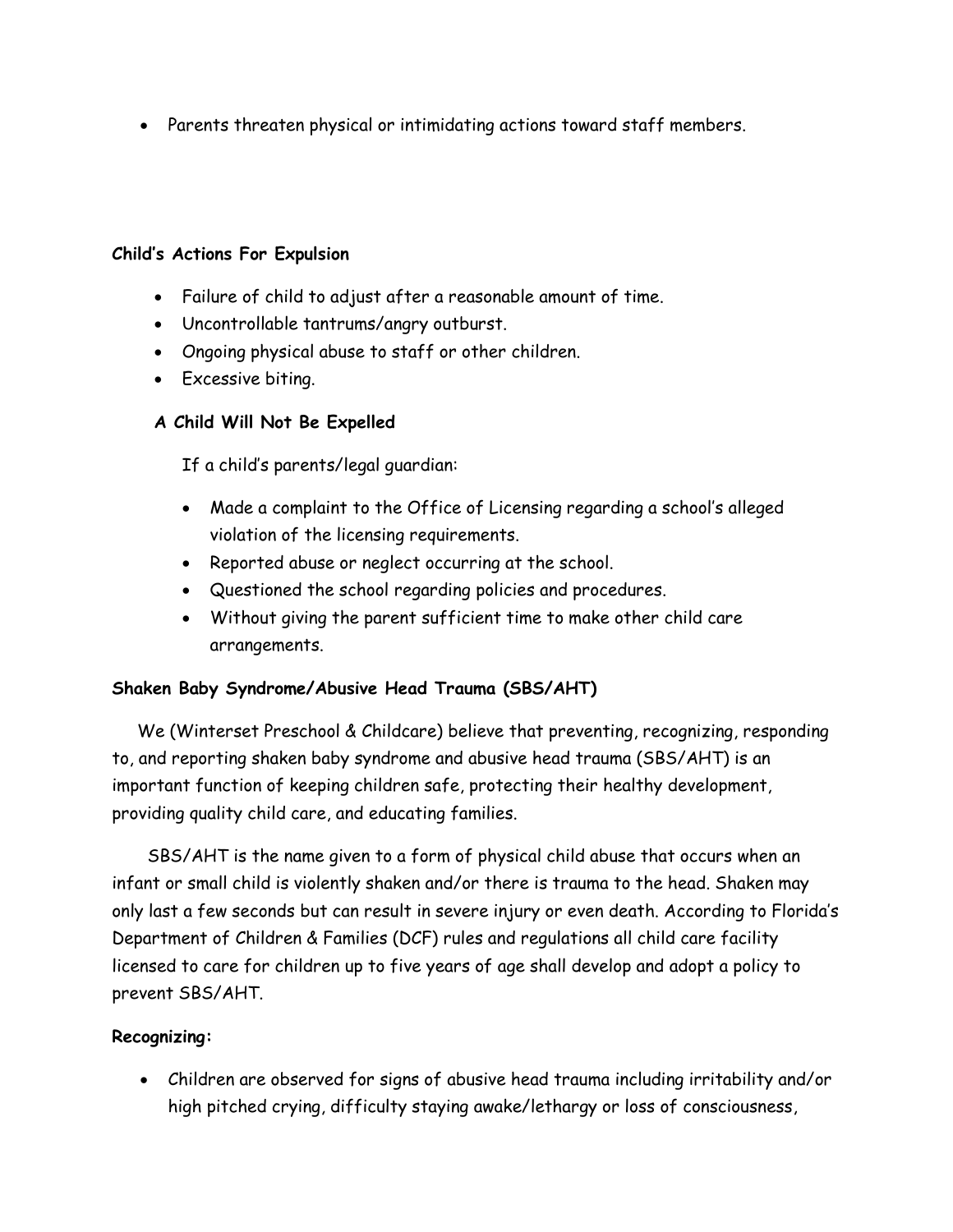- Parents threaten physical or intimidating actions toward staff members.

**Child's Actions For Expulsion**

- Failure of child to adjust after a reasonable amount of time.
- Uncontrollable tantrums/angry outburst.
- Ongoing physical abuse to staff or other children.
- Excessive biting.

**A Child Will Not Be Expelled**

If a child's parents/legal guardian:

- Made a complaint to the Office of Licensing regarding a school's alleged violation of the licensing requirements.
- Reported abuse or neglect occurring at the school.
- Questioned the school regarding policies and procedures.
- Without giving the parent sufficient time to make other child care arrangements.

**Shaken Baby Syndrome/Abusive Head Trauma (SBS/AHT)**

We (Winterset Preschool & Childcare) believe that preventing, recognizing, responding to, and reporting shaken baby syndrome and abusive head trauma (SBS/AHT) is an important function of keeping children safe, protecting their healthy development, providing quality child care, and educating families.

SBS/AHT is the name given to a form of physical child abuse that occurs when an infant or small child is violently shaken and/or there is trauma to the head. Shaken may only last a few seconds but can result in severe injury or even death. According to Florida's Department of Children & Families (DCF) rules and regulations all child care facility licensed to care for children up to five years of age shall develop and adopt a policy to prevent SBS/AHT.

**Recognizing:**

- Children are observed for signs of abusive head trauma including irritability and/or high pitched crying, difficulty staying awake/lethargy or loss of consciousness,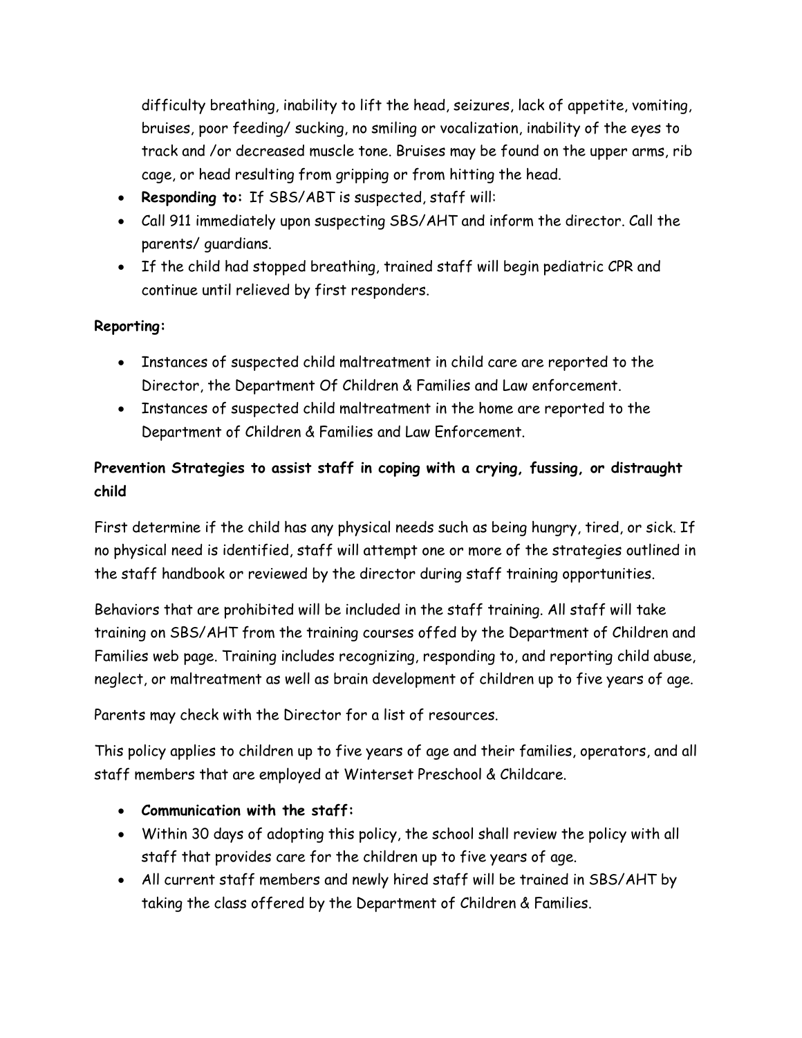difficulty breathing, inability to lift the head, seizures, lack of appetite, vomiting, bruises, poor feeding/ sucking, no smiling or vocalization, inability of the eyes to track and /or decreased muscle tone. Bruises may be found on the upper arms, rib cage, or head resulting from gripping or from hitting the head.

- **Responding to:** If SBS/ABT is suspected, staff will:
- Call 911 immediately upon suspecting SBS/AHT and inform the director. Call the parents/ guardians.
- If the child had stopped breathing, trained staff will begin pediatric CPR and continue until relieved by first responders.

**Reporting:**

- Instances of suspected child maltreatment in child care are reported to the Director, the Department Of Children & Families and Law enforcement.
- Instances of suspected child maltreatment in the home are reported to the Department of Children & Families and Law Enforcement.

**Prevention Strategies to assist staff in coping with a crying, fussing, or distraught child**

First determine if the child has any physical needs such as being hungry, tired, or sick. If no physical need is identified, staff will attempt one or more of the strategies outlined in the staff handbook or reviewed by the director during staff training opportunities.

Behaviors that are prohibited will be included in the staff training. All staff will take training on SBS/AHT from the training courses offed by the Department of Children and Families web page. Training includes recognizing, responding to, and reporting child abuse, neglect, or maltreatment as well as brain development of children up to five years of age.

Parents may check with the Director for a list of resources.

This policy applies to children up to five years of age and their families, operators, and all staff members that are employed at Winterset Preschool & Childcare.

- **Communication with the staff:**
- Within 30 days of adopting this policy, the school shall review the policy with all staff that provides care for the children up to five years of age.
- All current staff members and newly hired staff will be trained in SBS/AHT by taking the class offered by the Department of Children & Families.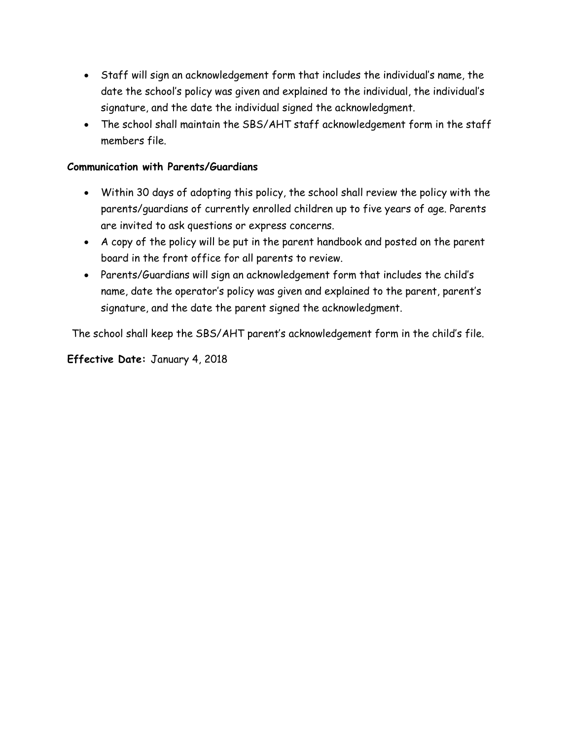- Staff will sign an acknowledgement form that includes the individual's name, the date the school's policy was given and explained to the individual, the individual's signature, and the date the individual signed the acknowledgment.
- The school shall maintain the SBS/AHT staff acknowledgement form in the staff members file.

**Communication with Parents/Guardians**

- Within 30 days of adopting this policy, the school shall review the policy with the parents/guardians of currently enrolled children up to five years of age. Parents are invited to ask questions or express concerns.
- A copy of the policy will be put in the parent handbook and posted on the parent board in the front office for all parents to review.
- Parents/Guardians will sign an acknowledgement form that includes the child's name, date the operator's policy was given and explained to the parent, parent's signature, and the date the parent signed the acknowledgment.

The school shall keep the SBS/AHT parent's acknowledgement form in the child's file.

**Effective Date:** January 4, 2018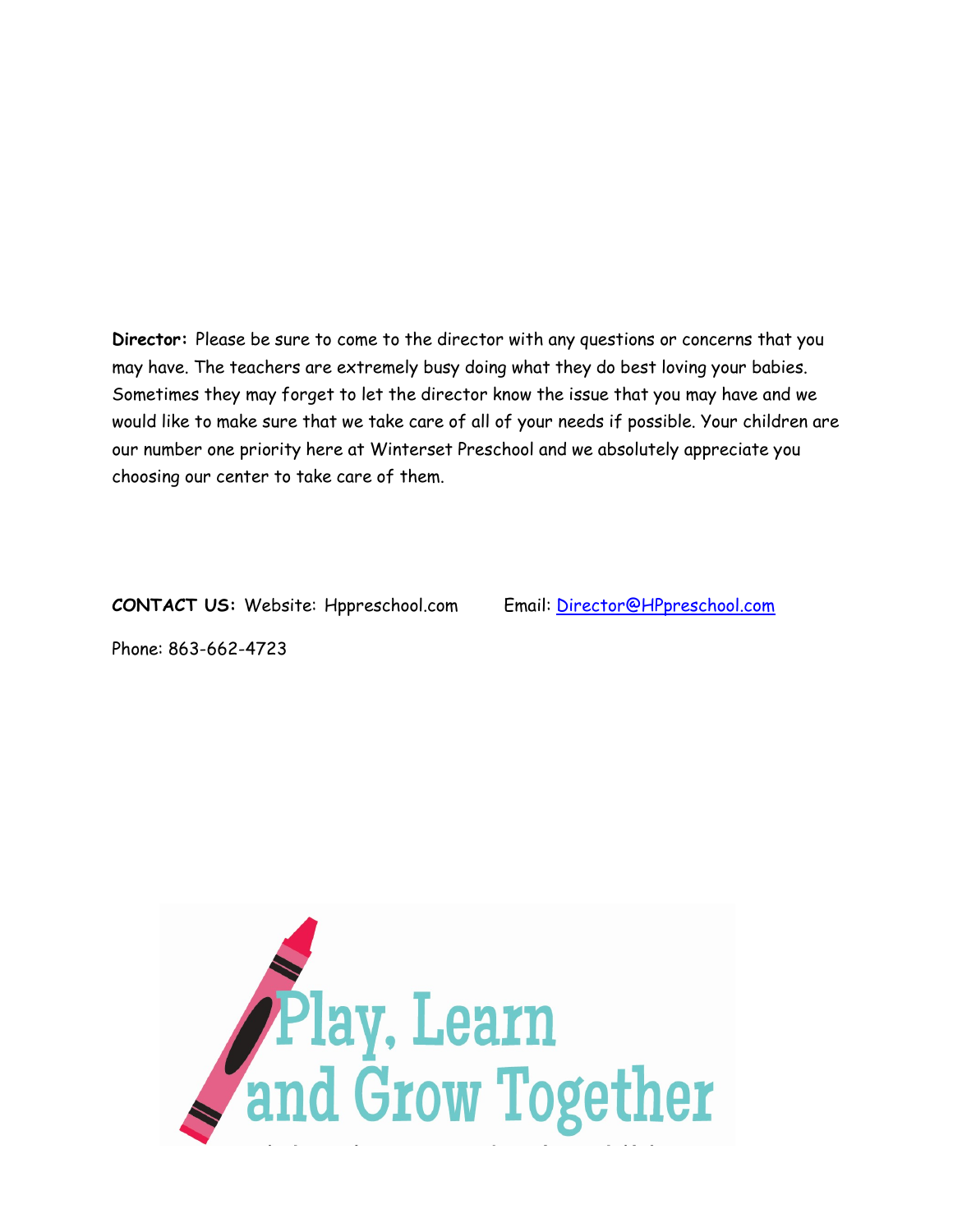**Director:** Please be sure to come to the director with any questions or concerns that you may have. The teachers are extremely busy doing what they do best loving your babies. Sometimes they may forget to let the director know the issue that you may have and we would like to make sure that we take care of all of your needs if possible. Your children are our number one priority here at Winterset Preschool and we absolutely appreciate you choosing our center to take care of them.

**CONTACT US:** Website: Hppreschool.com Email: Director@HPpreschool.com

Phone: 863-662-4723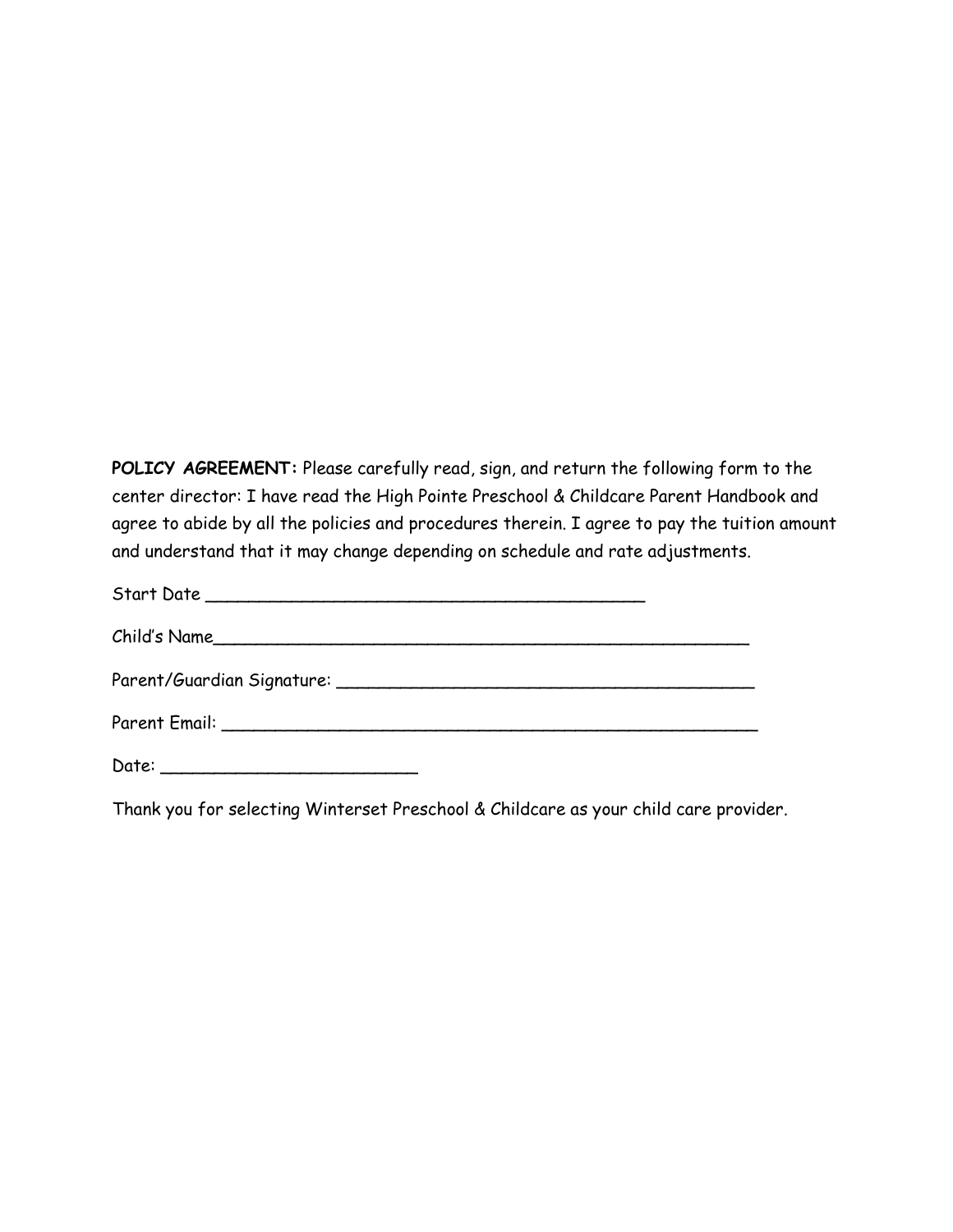**POLICY AGREEMENT:** Please carefully read, sign, and return the following form to the center director: I have read the High Pointe Preschool & Childcare Parent Handbook and agree to abide by all the policies and procedures therein. I agree to pay the tuition amount and understand that it may change depending on schedule and rate adjustments.

Start Date ___________________________________________

Child's Name____________________________________________________

Parent/Guardian Signature: ________________________________________

Parent Email: ____________________________________________________

Date: _________________________

Thank you for selecting Winterset Preschool & Childcare as your child care provider.